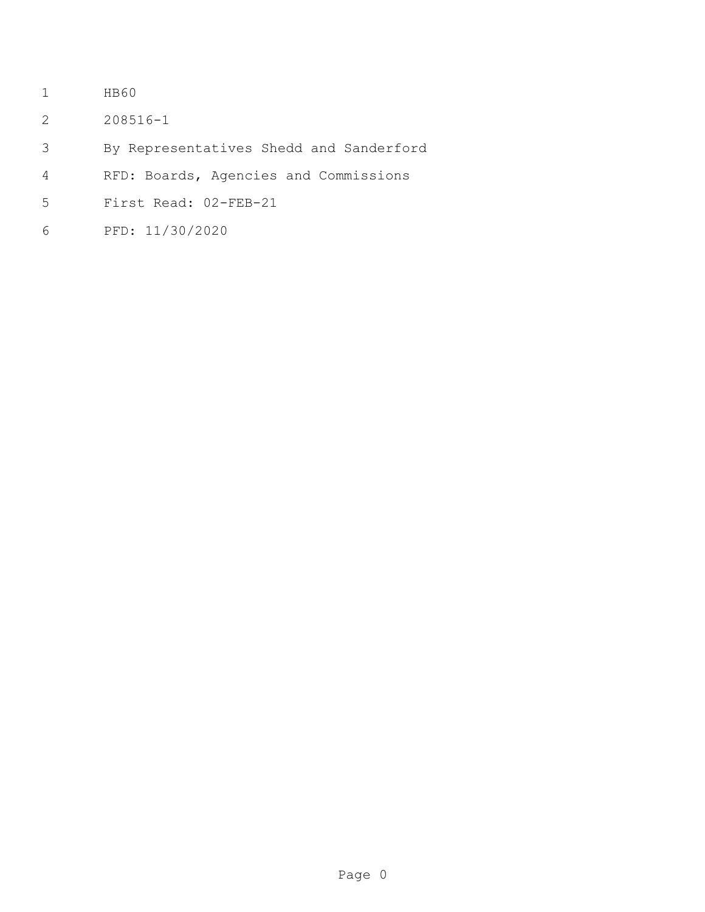HB60

208516-1

By Representatives Shedd and Sanderford

RFD: Boards, Agencies and Commissions

First Read: 02-FEB-21

PFD: 11/30/2020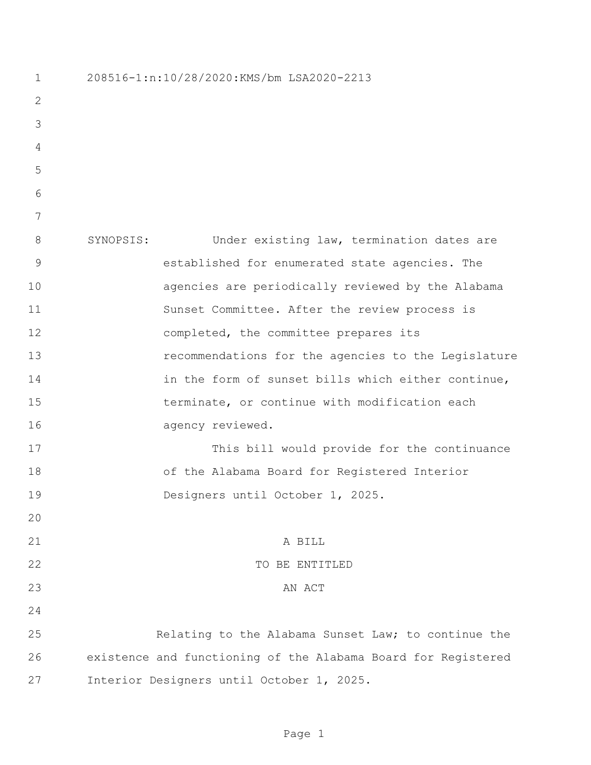208516-1:n:10/28/2020:KMS/bm LSA2020-2213

SYNOPSIS: Under existing law, termination dates are established for enumerated state agencies. The agencies are periodically reviewed by the Alabama Sunset Committee. After the review process is completed, the committee prepares its recommendations for the agencies to the Legislature in the form of sunset bills which either continue, terminate, or continue with modification each agency reviewed.

This bill would provide for the continuance of the Alabama Board for Registered Interior Designers until October 1, 2025.

A BILL

TO BE ENTITLED

AN ACT

Relating to the Alabama Sunset Law; to continue the existence and functioning of the Alabama Board for Registered Interior Designers until October 1, 2025.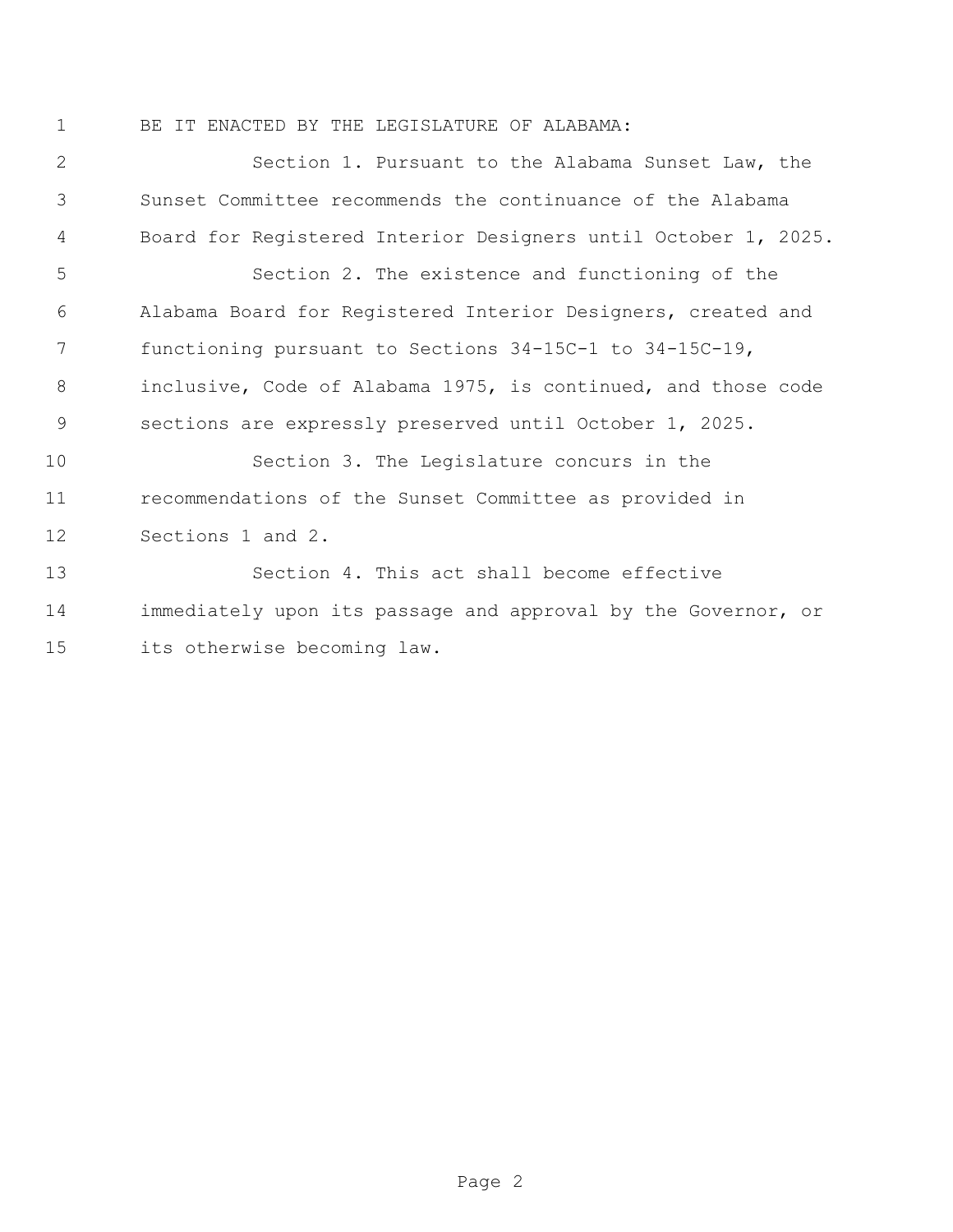BE IT ENACTED BY THE LEGISLATURE OF ALABAMA:

Section 1. Pursuant to the Alabama Sunset Law, the Sunset Committee recommends the continuance of the Alabama Board for Registered Interior Designers until October 1, 2025.

Section 2. The existence and functioning of the Alabama Board for Registered Interior Designers, created and functioning pursuant to Sections 34-15C-1 to 34-15C-19, inclusive, Code of Alabama 1975, is continued, and those code sections are expressly preserved until October 1, 2025.

Section 3. The Legislature concurs in the recommendations of the Sunset Committee as provided in Sections 1 and 2.

Section 4. This act shall become effective immediately upon its passage and approval by the Governor, or its otherwise becoming law.